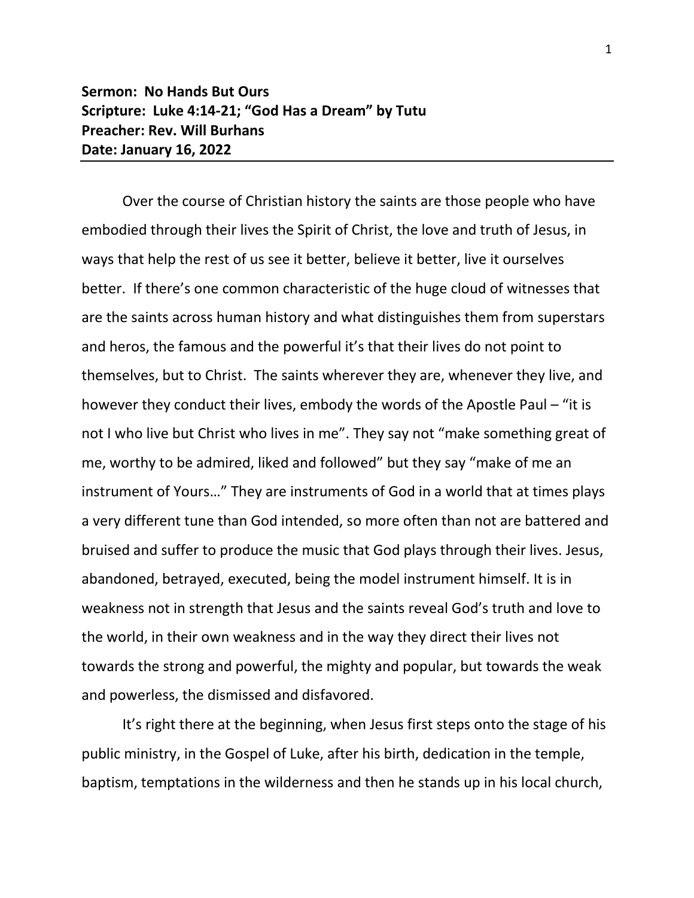**Sermon: No Hands But Ours**
**Scripture: Luke 4:14-21; "God Has a Dream" by Tutu**
**Preacher: Rev. Will Burhans**
**Date: January 16, 2022**

---

Over the course of Christian history the saints are those people who have embodied through their lives the Spirit of Christ, the love and truth of Jesus, in ways that help the rest of us see it better, believe it better, live it ourselves better. If there's one common characteristic of the huge cloud of witnesses that are the saints across human history and what distinguishes them from superstars and heros, the famous and the powerful it's that their lives do not point to themselves, but to Christ. The saints wherever they are, whenever they live, and however they conduct their lives, embody the words of the Apostle Paul – "it is not I who live but Christ who lives in me". They say not "make something great of me, worthy to be admired, liked and followed" but they say "make of me an instrument of Yours…" They are instruments of God in a world that at times plays a very different tune than God intended, so more often than not are battered and bruised and suffer to produce the music that God plays through their lives. Jesus, abandoned, betrayed, executed, being the model instrument himself. It is in weakness not in strength that Jesus and the saints reveal God's truth and love to the world, in their own weakness and in the way they direct their lives not towards the strong and powerful, the mighty and popular, but towards the weak and powerless, the dismissed and disfavored.

It's right there at the beginning, when Jesus first steps onto the stage of his public ministry, in the Gospel of Luke, after his birth, dedication in the temple, baptism, temptations in the wilderness and then he stands up in his local church,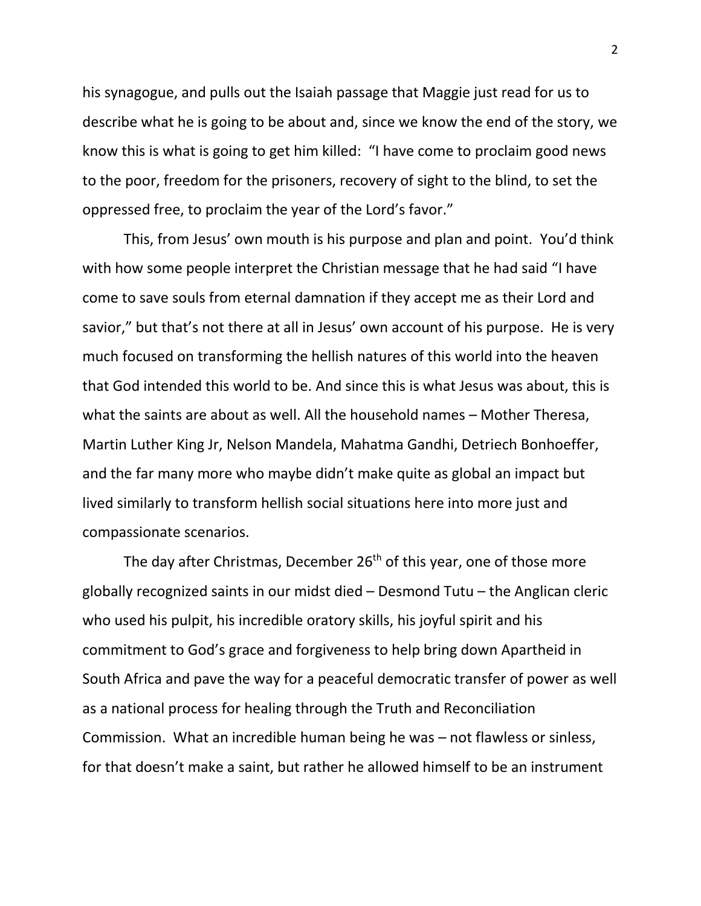his synagogue, and pulls out the Isaiah passage that Maggie just read for us to describe what he is going to be about and, since we know the end of the story, we know this is what is going to get him killed: "I have come to proclaim good news to the poor, freedom for the prisoners, recovery of sight to the blind, to set the oppressed free, to proclaim the year of the Lord's favor."

This, from Jesus' own mouth is his purpose and plan and point. You'd think with how some people interpret the Christian message that he had said "I have come to save souls from eternal damnation if they accept me as their Lord and savior," but that's not there at all in Jesus' own account of his purpose. He is very much focused on transforming the hellish natures of this world into the heaven that God intended this world to be. And since this is what Jesus was about, this is what the saints are about as well. All the household names – Mother Theresa, Martin Luther King Jr, Nelson Mandela, Mahatma Gandhi, Detriech Bonhoeffer, and the far many more who maybe didn't make quite as global an impact but lived similarly to transform hellish social situations here into more just and compassionate scenarios.

The day after Christmas, December 26th of this year, one of those more globally recognized saints in our midst died – Desmond Tutu – the Anglican cleric who used his pulpit, his incredible oratory skills, his joyful spirit and his commitment to God's grace and forgiveness to help bring down Apartheid in South Africa and pave the way for a peaceful democratic transfer of power as well as a national process for healing through the Truth and Reconciliation Commission. What an incredible human being he was – not flawless or sinless, for that doesn't make a saint, but rather he allowed himself to be an instrument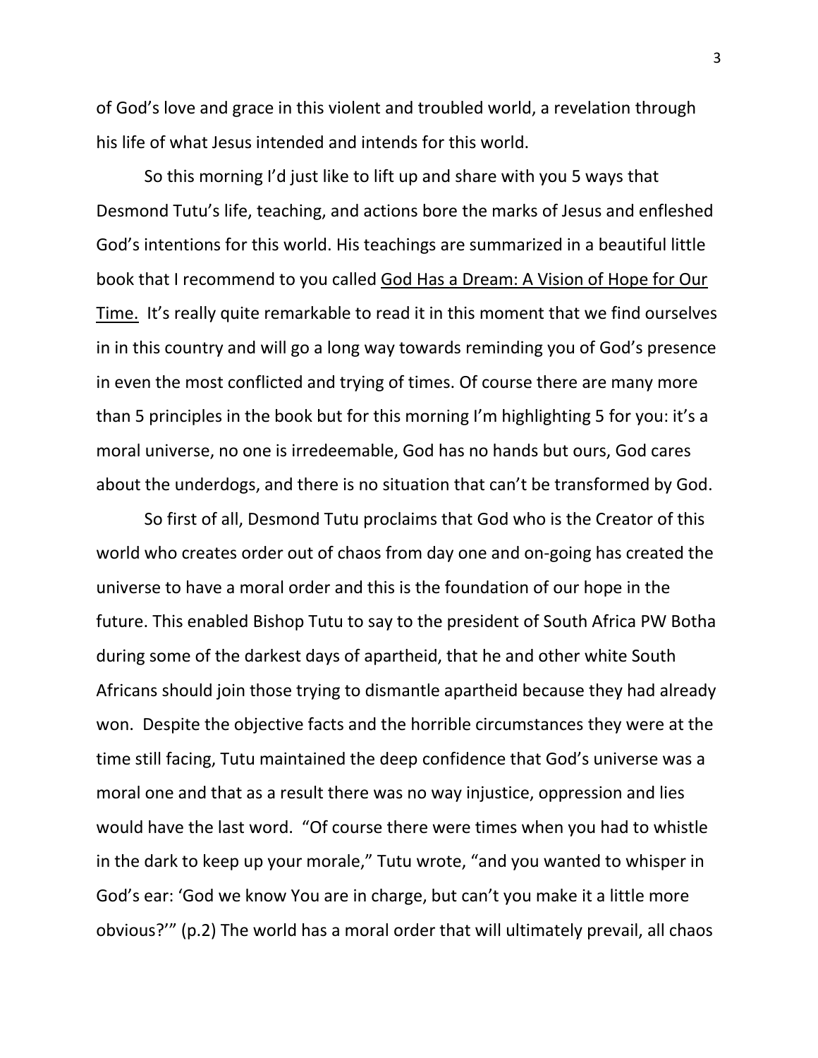of God's love and grace in this violent and troubled world, a revelation through his life of what Jesus intended and intends for this world.

So this morning I'd just like to lift up and share with you 5 ways that Desmond Tutu's life, teaching, and actions bore the marks of Jesus and enfleshed God's intentions for this world. His teachings are summarized in a beautiful little book that I recommend to you called <u>God Has a Dream: A Vision of Hope for Our Time.</u> It's really quite remarkable to read it in this moment that we find ourselves in in this country and will go a long way towards reminding you of God's presence in even the most conflicted and trying of times. Of course there are many more than 5 principles in the book but for this morning I'm highlighting 5 for you: it's a moral universe, no one is irredeemable, God has no hands but ours, God cares about the underdogs, and there is no situation that can't be transformed by God.

So first of all, Desmond Tutu proclaims that God who is the Creator of this world who creates order out of chaos from day one and on-going has created the universe to have a moral order and this is the foundation of our hope in the future. This enabled Bishop Tutu to say to the president of South Africa PW Botha during some of the darkest days of apartheid, that he and other white South Africans should join those trying to dismantle apartheid because they had already won. Despite the objective facts and the horrible circumstances they were at the time still facing, Tutu maintained the deep confidence that God's universe was a moral one and that as a result there was no way injustice, oppression and lies would have the last word. "Of course there were times when you had to whistle in the dark to keep up your morale," Tutu wrote, "and you wanted to whisper in God's ear: 'God we know You are in charge, but can't you make it a little more obvious?'" (p.2) The world has a moral order that will ultimately prevail, all chaos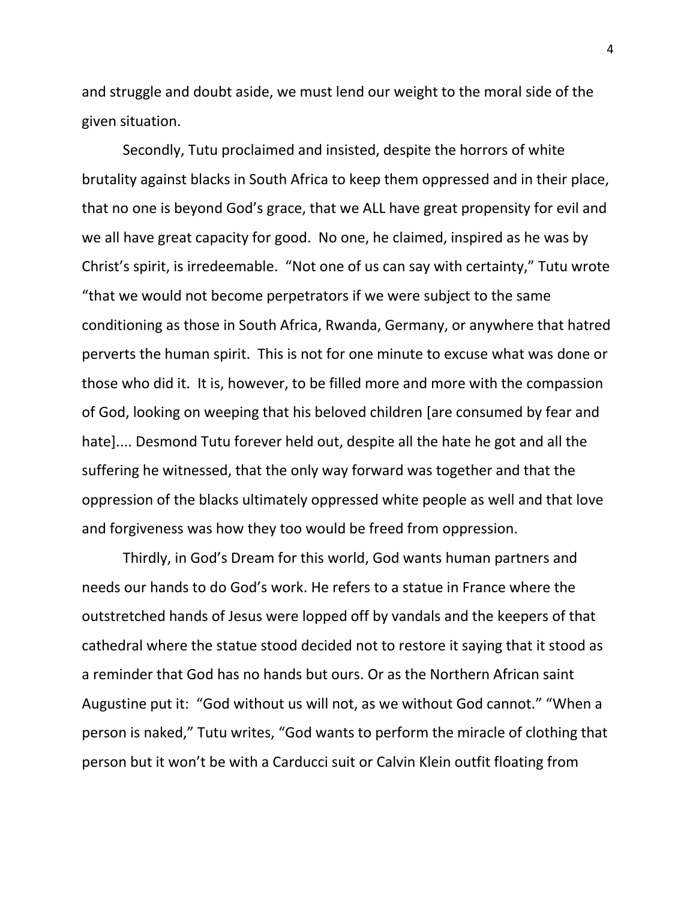and struggle and doubt aside, we must lend our weight to the moral side of the given situation.

Secondly, Tutu proclaimed and insisted, despite the horrors of white brutality against blacks in South Africa to keep them oppressed and in their place, that no one is beyond God's grace, that we ALL have great propensity for evil and we all have great capacity for good. No one, he claimed, inspired as he was by Christ's spirit, is irredeemable. "Not one of us can say with certainty," Tutu wrote "that we would not become perpetrators if we were subject to the same conditioning as those in South Africa, Rwanda, Germany, or anywhere that hatred perverts the human spirit. This is not for one minute to excuse what was done or those who did it. It is, however, to be filled more and more with the compassion of God, looking on weeping that his beloved children [are consumed by fear and hate].... Desmond Tutu forever held out, despite all the hate he got and all the suffering he witnessed, that the only way forward was together and that the oppression of the blacks ultimately oppressed white people as well and that love and forgiveness was how they too would be freed from oppression.

Thirdly, in God's Dream for this world, God wants human partners and needs our hands to do God's work. He refers to a statue in France where the outstretched hands of Jesus were lopped off by vandals and the keepers of that cathedral where the statue stood decided not to restore it saying that it stood as a reminder that God has no hands but ours. Or as the Northern African saint Augustine put it: "God without us will not, as we without God cannot." "When a person is naked," Tutu writes, "God wants to perform the miracle of clothing that person but it won't be with a Carducci suit or Calvin Klein outfit floating from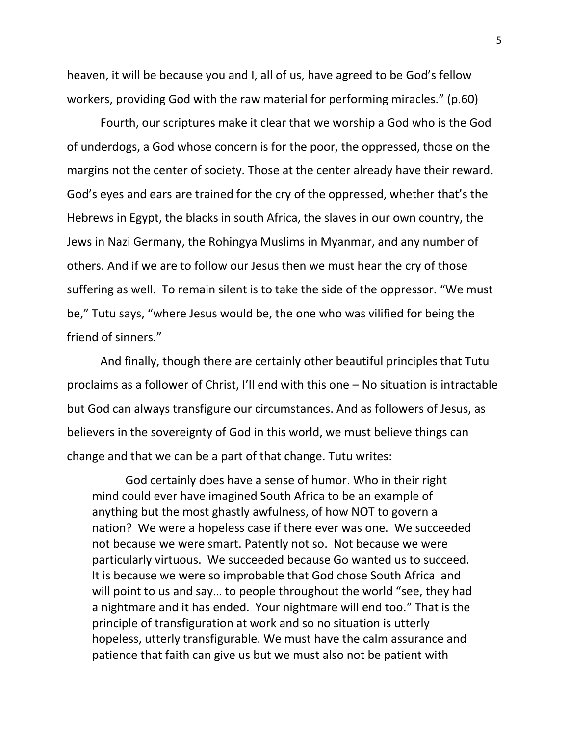heaven, it will be because you and I, all of us, have agreed to be God's fellow workers, providing God with the raw material for performing miracles." (p.60)

Fourth, our scriptures make it clear that we worship a God who is the God of underdogs, a God whose concern is for the poor, the oppressed, those on the margins not the center of society. Those at the center already have their reward. God's eyes and ears are trained for the cry of the oppressed, whether that's the Hebrews in Egypt, the blacks in south Africa, the slaves in our own country, the Jews in Nazi Germany, the Rohingya Muslims in Myanmar, and any number of others. And if we are to follow our Jesus then we must hear the cry of those suffering as well. To remain silent is to take the side of the oppressor. "We must be," Tutu says, "where Jesus would be, the one who was vilified for being the friend of sinners."

And finally, though there are certainly other beautiful principles that Tutu proclaims as a follower of Christ, I'll end with this one – No situation is intractable but God can always transfigure our circumstances. And as followers of Jesus, as believers in the sovereignty of God in this world, we must believe things can change and that we can be a part of that change. Tutu writes:

> God certainly does have a sense of humor. Who in their right mind could ever have imagined South Africa to be an example of anything but the most ghastly awfulness, of how NOT to govern a nation? We were a hopeless case if there ever was one. We succeeded not because we were smart. Patently not so. Not because we were particularly virtuous. We succeeded because Go wanted us to succeed. It is because we were so improbable that God chose South Africa and will point to us and say… to people throughout the world "see, they had a nightmare and it has ended. Your nightmare will end too." That is the principle of transfiguration at work and so no situation is utterly hopeless, utterly transfigurable. We must have the calm assurance and patience that faith can give us but we must also not be patient with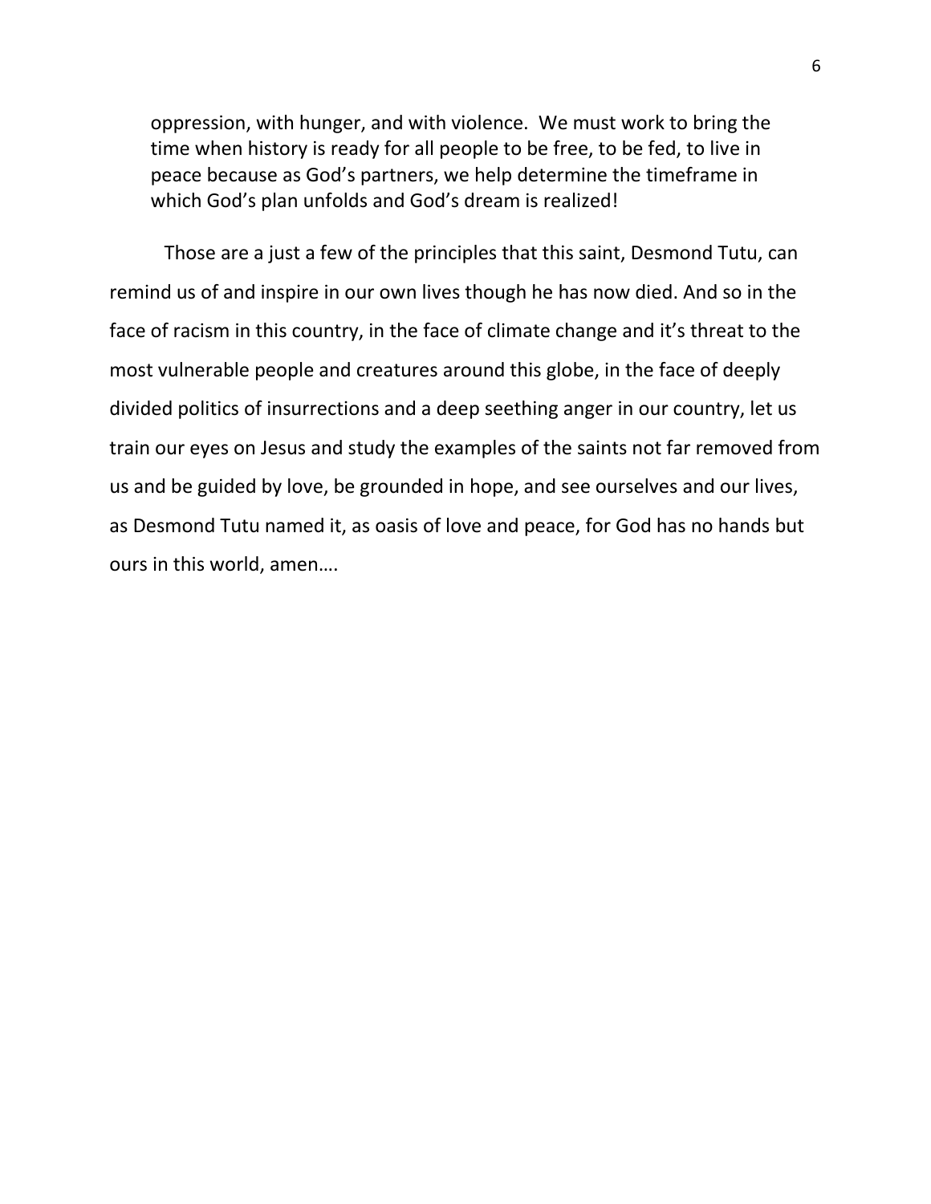oppression, with hunger, and with violence. We must work to bring the time when history is ready for all people to be free, to be fed, to live in peace because as God's partners, we help determine the timeframe in which God's plan unfolds and God's dream is realized!

Those are a just a few of the principles that this saint, Desmond Tutu, can remind us of and inspire in our own lives though he has now died. And so in the face of racism in this country, in the face of climate change and it's threat to the most vulnerable people and creatures around this globe, in the face of deeply divided politics of insurrections and a deep seething anger in our country, let us train our eyes on Jesus and study the examples of the saints not far removed from us and be guided by love, be grounded in hope, and see ourselves and our lives, as Desmond Tutu named it, as oasis of love and peace, for God has no hands but ours in this world, amen….